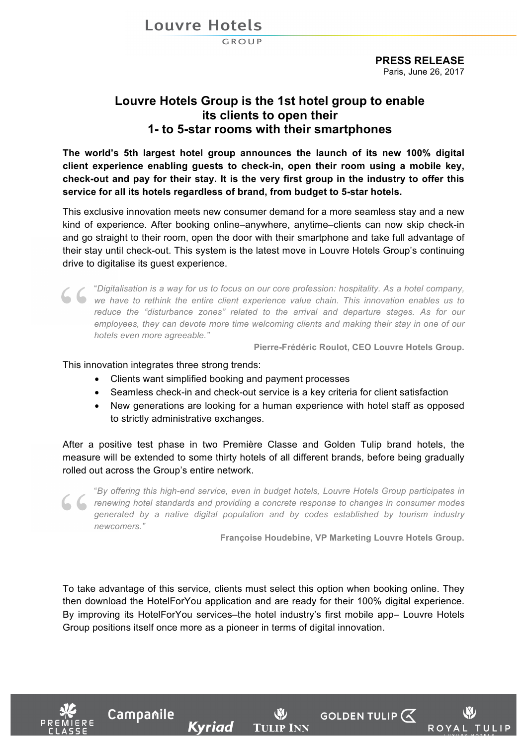Louvre Hotels GROUP

**PRESS RELEASE**
Paris, June 26, 2017

# Louvre Hotels Group is the 1st hotel group to enable its clients to open their 1- to 5-star rooms with their smartphones

**The world's 5th largest hotel group announces the launch of its new 100% digital client experience enabling guests to check-in, open their room using a mobile key, check-out and pay for their stay. It is the very first group in the industry to offer this service for all its hotels regardless of brand, from budget to 5-star hotels.**

This exclusive innovation meets new consumer demand for a more seamless stay and a new kind of experience. After booking online–anywhere, anytime–clients can now skip check-in and go straight to their room, open the door with their smartphone and take full advantage of their stay until check-out. This system is the latest move in Louvre Hotels Group's continuing drive to digitalise its guest experience.

> "*Digitalisation is a way for us to focus on our core profession: hospitality. As a hotel company, we have to rethink the entire client experience value chain. This innovation enables us to reduce the "disturbance zones" related to the arrival and departure stages. As for our employees, they can devote more time welcoming clients and making their stay in one of our hotels even more agreeable."*
>
> **Pierre-Frédéric Roulot, CEO Louvre Hotels Group.**

This innovation integrates three strong trends:

- Clients want simplified booking and payment processes
- Seamless check-in and check-out service is a key criteria for client satisfaction
- New generations are looking for a human experience with hotel staff as opposed to strictly administrative exchanges.

After a positive test phase in two Première Classe and Golden Tulip brand hotels, the measure will be extended to some thirty hotels of all different brands, before being gradually rolled out across the Group's entire network.

> "*By offering this high-end service, even in budget hotels, Louvre Hotels Group participates in renewing hotel standards and providing a concrete response to changes in consumer modes generated by a native digital population and by codes established by tourism industry newcomers."*
>
> **Françoise Houdebine, VP Marketing Louvre Hotels Group.**

To take advantage of this service, clients must select this option when booking online. They then download the HotelForYou application and are ready for their 100% digital experience. By improving its HotelForYou services–the hotel industry's first mobile app– Louvre Hotels Group positions itself once more as a pioneer in terms of digital innovation.

PREMIERE CLASSE | Campanile | Kyriad | Tulip Inn | Golden Tulip | Royal Tulip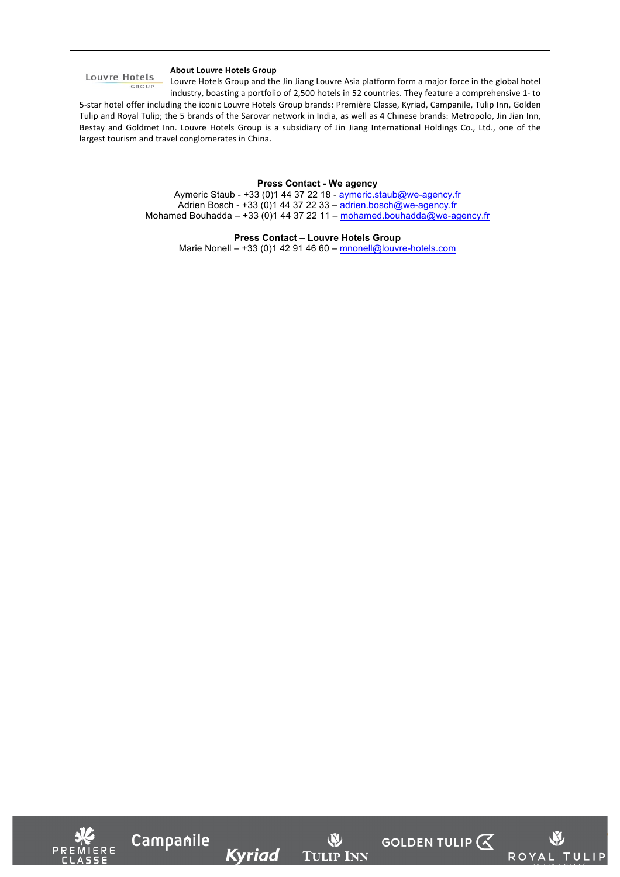**About Louvre Hotels Group**

Louvre Hotels Group and the Jin Jiang Louvre Asia platform form a major force in the global hotel industry, boasting a portfolio of 2,500 hotels in 52 countries. They feature a comprehensive 1- to 5-star hotel offer including the iconic Louvre Hotels Group brands: Première Classe, Kyriad, Campanile, Tulip Inn, Golden Tulip and Royal Tulip; the 5 brands of the Sarovar network in India, as well as 4 Chinese brands: Metropolo, Jin Jian Inn, Bestay and Goldmet Inn. Louvre Hotels Group is a subsidiary of Jin Jiang International Holdings Co., Ltd., one of the largest tourism and travel conglomerates in China.

**Press Contact - We agency**

Aymeric Staub - +33 (0)1 44 37 22 18 - aymeric.staub@we-agency.fr
Adrien Bosch - +33 (0)1 44 37 22 33 – adrien.bosch@we-agency.fr
Mohamed Bouhadda – +33 (0)1 44 37 22 11 – mohamed.bouhadda@we-agency.fr

**Press Contact – Louvre Hotels Group**

Marie Nonell – +33 (0)1 42 91 46 60 – mnonell@louvre-hotels.com